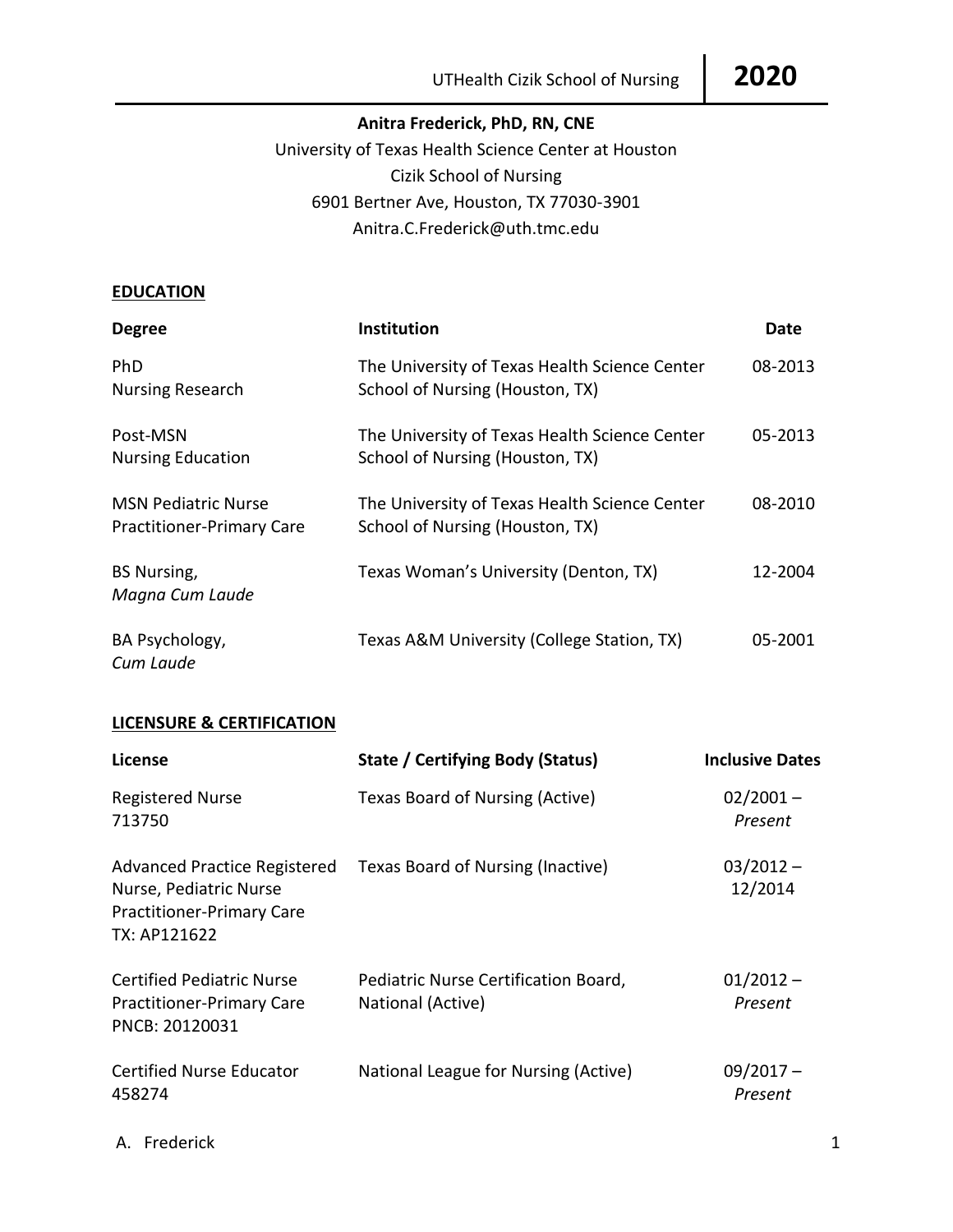**Anitra Frederick, PhD, RN, CNE**

University of Texas Health Science Center at Houston
Cizik School of Nursing
6901 Bertner Ave, Houston, TX 77030-3901
Anitra.C.Frederick@uth.tmc.edu

## EDUCATION

| Degree | Institution | Date |
|---|---|---|
| PhD<br>Nursing Research | The University of Texas Health Science Center School of Nursing (Houston, TX) | 08-2013 |
| Post-MSN<br>Nursing Education | The University of Texas Health Science Center School of Nursing (Houston, TX) | 05-2013 |
| MSN Pediatric Nurse Practitioner-Primary Care | The University of Texas Health Science Center School of Nursing (Houston, TX) | 08-2010 |
| BS Nursing,<br>*Magna Cum Laude* | Texas Woman's University (Denton, TX) | 12-2004 |
| BA Psychology,<br>*Cum Laude* | Texas A&M University (College Station, TX) | 05-2001 |

## LICENSURE & CERTIFICATION

| License | State / Certifying Body (Status) | Inclusive Dates |
|---|---|---|
| Registered Nurse<br>713750 | Texas Board of Nursing (Active) | 02/2001 – *Present* |
| Advanced Practice Registered Nurse, Pediatric Nurse Practitioner-Primary Care<br>TX: AP121622 | Texas Board of Nursing (Inactive) | 03/2012 – 12/2014 |
| Certified Pediatric Nurse Practitioner-Primary Care<br>PNCB: 20120031 | Pediatric Nurse Certification Board, National (Active) | 01/2012 – *Present* |
| Certified Nurse Educator<br>458274 | National League for Nursing (Active) | 09/2017 – *Present* |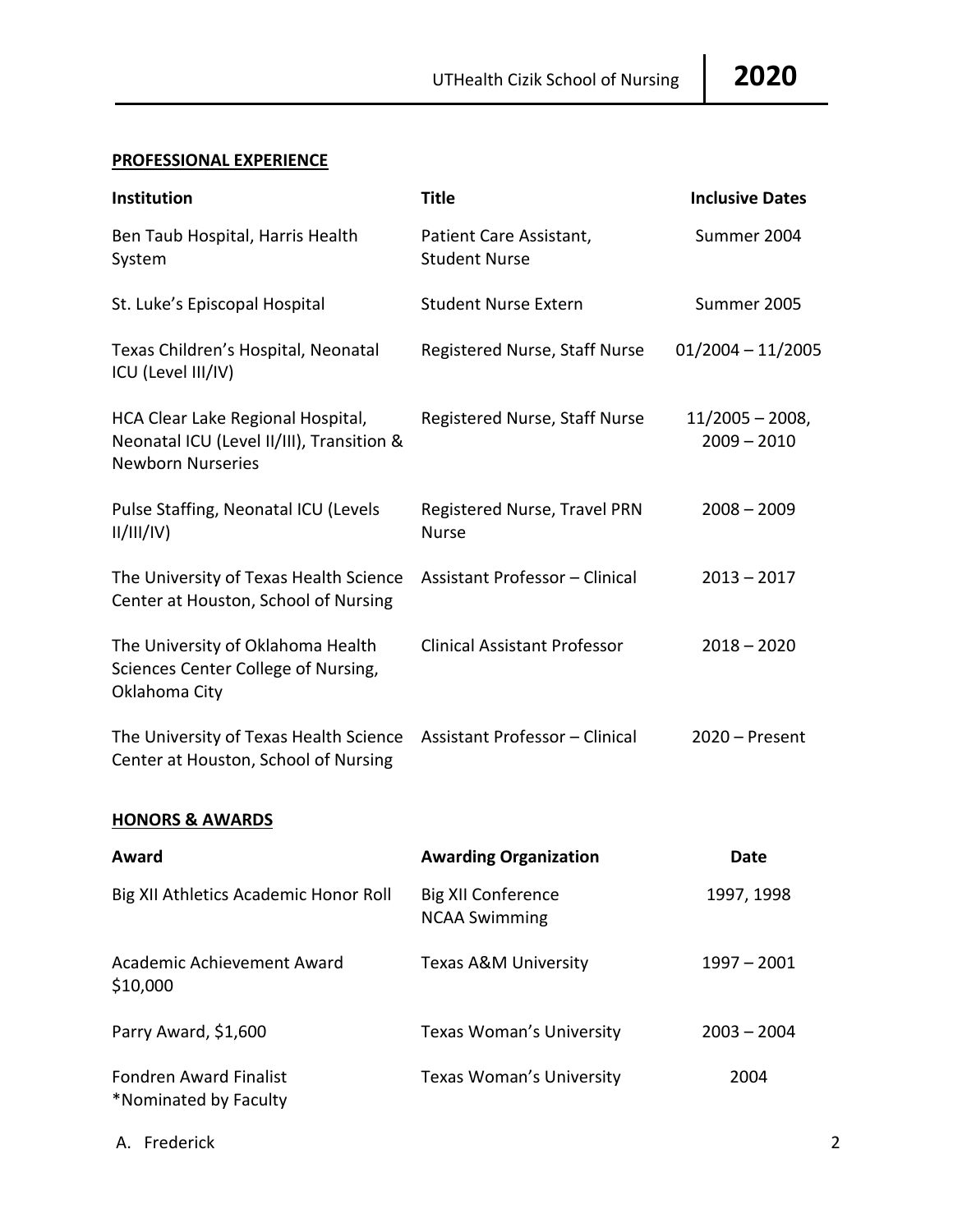## PROFESSIONAL EXPERIENCE

| Institution | Title | Inclusive Dates |
|---|---|---|
| Ben Taub Hospital, Harris Health System | Patient Care Assistant, Student Nurse | Summer 2004 |
| St. Luke's Episcopal Hospital | Student Nurse Extern | Summer 2005 |
| Texas Children's Hospital, Neonatal ICU (Level III/IV) | Registered Nurse, Staff Nurse | 01/2004 – 11/2005 |
| HCA Clear Lake Regional Hospital, Neonatal ICU (Level II/III), Transition & Newborn Nurseries | Registered Nurse, Staff Nurse | 11/2005 – 2008, 2009 – 2010 |
| Pulse Staffing, Neonatal ICU (Levels II/III/IV) | Registered Nurse, Travel PRN Nurse | 2008 – 2009 |
| The University of Texas Health Science Center at Houston, School of Nursing | Assistant Professor – Clinical | 2013 – 2017 |
| The University of Oklahoma Health Sciences Center College of Nursing, Oklahoma City | Clinical Assistant Professor | 2018 – 2020 |
| The University of Texas Health Science Center at Houston, School of Nursing | Assistant Professor – Clinical | 2020 – Present |

## HONORS & AWARDS

| Award | Awarding Organization | Date |
|---|---|---|
| Big XII Athletics Academic Honor Roll | Big XII Conference NCAA Swimming | 1997, 1998 |
| Academic Achievement Award $10,000 | Texas A&M University | 1997 – 2001 |
| Parry Award, $1,600 | Texas Woman's University | 2003 – 2004 |
| Fondren Award Finalist *Nominated by Faculty | Texas Woman's University | 2004 |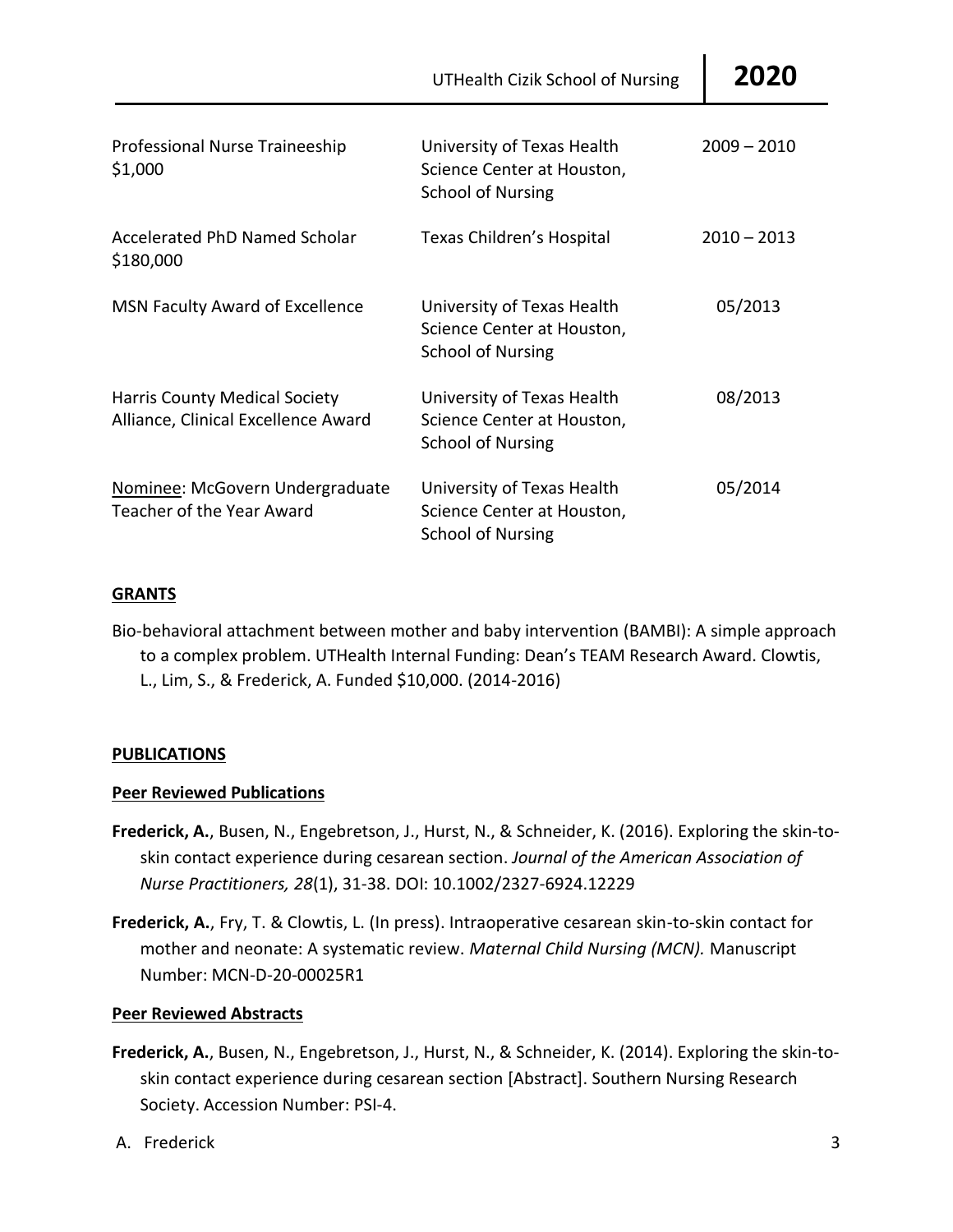| | | |
|---|---|---|
| Professional Nurse Traineeship $1,000 | University of Texas Health Science Center at Houston, School of Nursing | 2009 – 2010 |
| Accelerated PhD Named Scholar $180,000 | Texas Children's Hospital | 2010 – 2013 |
| MSN Faculty Award of Excellence | University of Texas Health Science Center at Houston, School of Nursing | 05/2013 |
| Harris County Medical Society Alliance, Clinical Excellence Award | University of Texas Health Science Center at Houston, School of Nursing | 08/2013 |
| Nominee: McGovern Undergraduate Teacher of the Year Award | University of Texas Health Science Center at Houston, School of Nursing | 05/2014 |

## GRANTS

Bio-behavioral attachment between mother and baby intervention (BAMBI): A simple approach to a complex problem. UTHealth Internal Funding: Dean's TEAM Research Award. Clowtis, L., Lim, S., & Frederick, A. Funded $10,000. (2014-2016)

## PUBLICATIONS

### Peer Reviewed Publications

**Frederick, A.**, Busen, N., Engebretson, J., Hurst, N., & Schneider, K. (2016). Exploring the skin-to-skin contact experience during cesarean section. *Journal of the American Association of Nurse Practitioners, 28*(1), 31-38. DOI: 10.1002/2327-6924.12229

**Frederick, A.**, Fry, T. & Clowtis, L. (In press). Intraoperative cesarean skin-to-skin contact for mother and neonate: A systematic review. *Maternal Child Nursing (MCN).* Manuscript Number: MCN-D-20-00025R1

### Peer Reviewed Abstracts

**Frederick, A.**, Busen, N., Engebretson, J., Hurst, N., & Schneider, K. (2014). Exploring the skin-to-skin contact experience during cesarean section [Abstract]. Southern Nursing Research Society. Accession Number: PSI-4.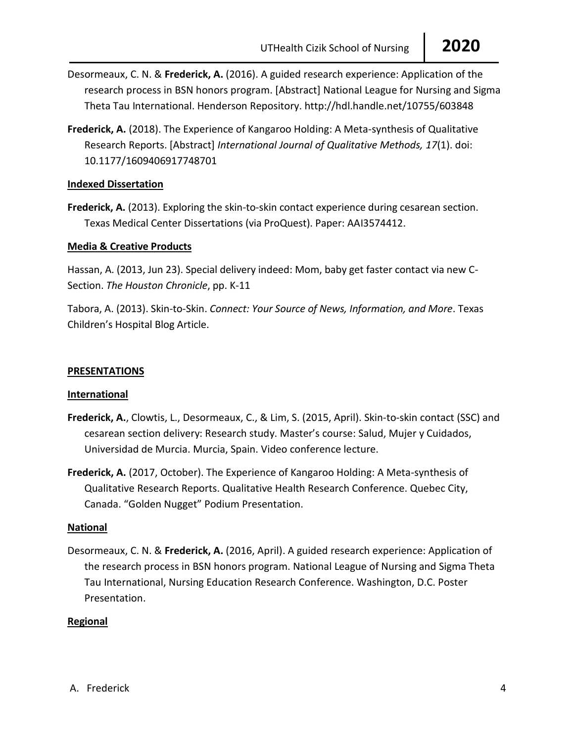Desormeaux, C. N. & **Frederick, A.** (2016). A guided research experience: Application of the research process in BSN honors program. [Abstract] National League for Nursing and Sigma Theta Tau International. Henderson Repository. http://hdl.handle.net/10755/603848

**Frederick, A.** (2018). The Experience of Kangaroo Holding: A Meta-synthesis of Qualitative Research Reports. [Abstract] *International Journal of Qualitative Methods, 17*(1). doi: 10.1177/1609406917748701

**Indexed Dissertation**

**Frederick, A.** (2013). Exploring the skin-to-skin contact experience during cesarean section. Texas Medical Center Dissertations (via ProQuest). Paper: AAI3574412.

**Media & Creative Products**

Hassan, A. (2013, Jun 23). Special delivery indeed: Mom, baby get faster contact via new C-Section. *The Houston Chronicle*, pp. K-11

Tabora, A. (2013). Skin-to-Skin. *Connect: Your Source of News, Information, and More*. Texas Children's Hospital Blog Article.

## PRESENTATIONS

**International**

**Frederick, A.**, Clowtis, L., Desormeaux, C., & Lim, S. (2015, April). Skin-to-skin contact (SSC) and cesarean section delivery: Research study. Master's course: Salud, Mujer y Cuidados, Universidad de Murcia. Murcia, Spain. Video conference lecture.

**Frederick, A.** (2017, October). The Experience of Kangaroo Holding: A Meta-synthesis of Qualitative Research Reports. Qualitative Health Research Conference. Quebec City, Canada. "Golden Nugget" Podium Presentation.

**National**

Desormeaux, C. N. & **Frederick, A.** (2016, April). A guided research experience: Application of the research process in BSN honors program. National League of Nursing and Sigma Theta Tau International, Nursing Education Research Conference. Washington, D.C. Poster Presentation.

**Regional**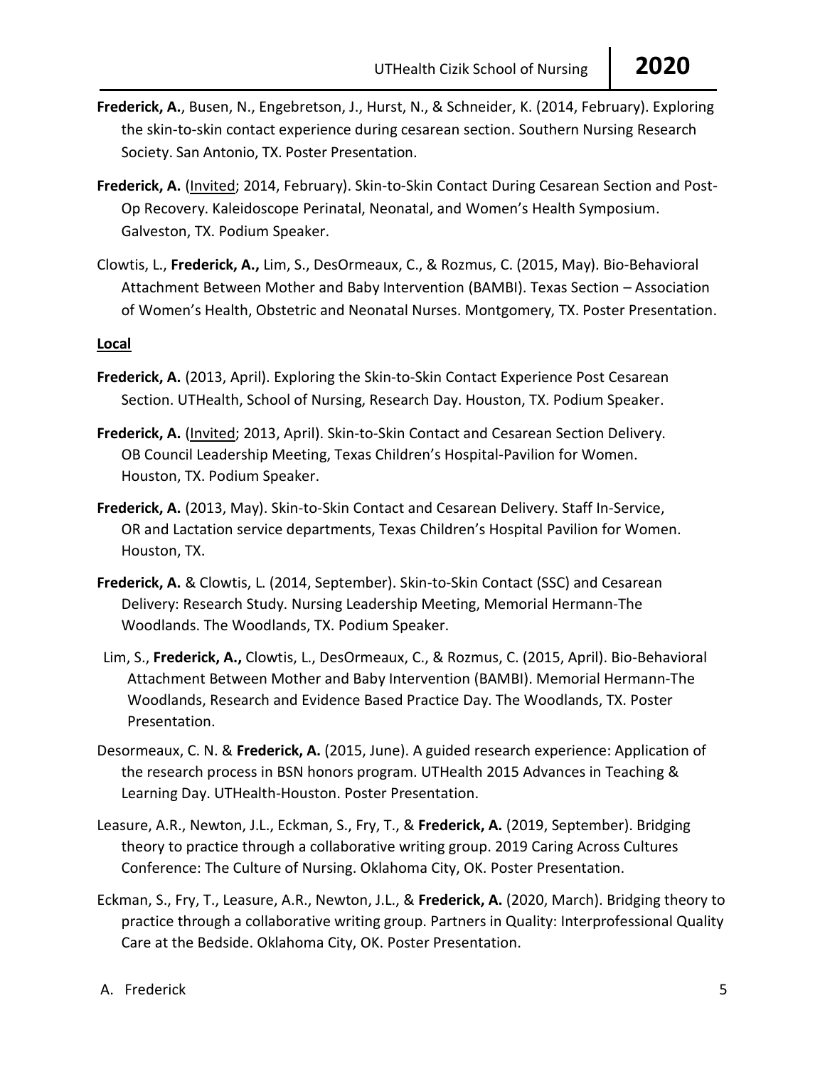**Frederick, A.**, Busen, N., Engebretson, J., Hurst, N., & Schneider, K. (2014, February). Exploring the skin-to-skin contact experience during cesarean section. Southern Nursing Research Society. San Antonio, TX. Poster Presentation.

**Frederick, A.** (Invited; 2014, February). Skin-to-Skin Contact During Cesarean Section and Post-Op Recovery. Kaleidoscope Perinatal, Neonatal, and Women's Health Symposium. Galveston, TX. Podium Speaker.

Clowtis, L., **Frederick, A.,** Lim, S., DesOrmeaux, C., & Rozmus, C. (2015, May). Bio-Behavioral Attachment Between Mother and Baby Intervention (BAMBI). Texas Section – Association of Women's Health, Obstetric and Neonatal Nurses. Montgomery, TX. Poster Presentation.

**Local**

**Frederick, A.** (2013, April). Exploring the Skin-to-Skin Contact Experience Post Cesarean Section. UTHealth, School of Nursing, Research Day. Houston, TX. Podium Speaker.

**Frederick, A.** (Invited; 2013, April). Skin-to-Skin Contact and Cesarean Section Delivery. OB Council Leadership Meeting, Texas Children's Hospital-Pavilion for Women. Houston, TX. Podium Speaker.

**Frederick, A.** (2013, May). Skin-to-Skin Contact and Cesarean Delivery. Staff In-Service, OR and Lactation service departments, Texas Children's Hospital Pavilion for Women. Houston, TX.

**Frederick, A.** & Clowtis, L. (2014, September). Skin-to-Skin Contact (SSC) and Cesarean Delivery: Research Study. Nursing Leadership Meeting, Memorial Hermann-The Woodlands. The Woodlands, TX. Podium Speaker.

Lim, S., **Frederick, A.,** Clowtis, L., DesOrmeaux, C., & Rozmus, C. (2015, April). Bio-Behavioral Attachment Between Mother and Baby Intervention (BAMBI). Memorial Hermann-The Woodlands, Research and Evidence Based Practice Day. The Woodlands, TX. Poster Presentation.

Desormeaux, C. N. & **Frederick, A.** (2015, June). A guided research experience: Application of the research process in BSN honors program. UTHealth 2015 Advances in Teaching & Learning Day. UTHealth-Houston. Poster Presentation.

Leasure, A.R., Newton, J.L., Eckman, S., Fry, T., & **Frederick, A.** (2019, September). Bridging theory to practice through a collaborative writing group. 2019 Caring Across Cultures Conference: The Culture of Nursing. Oklahoma City, OK. Poster Presentation.

Eckman, S., Fry, T., Leasure, A.R., Newton, J.L., & **Frederick, A.** (2020, March). Bridging theory to practice through a collaborative writing group. Partners in Quality: Interprofessional Quality Care at the Bedside. Oklahoma City, OK. Poster Presentation.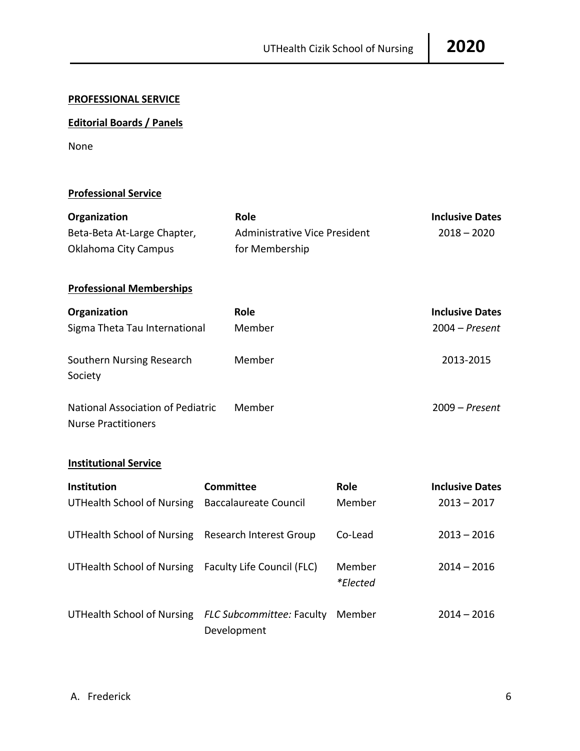## PROFESSIONAL SERVICE

### Editorial Boards / Panels

None

### Professional Service

| Organization | Role | Inclusive Dates |
| --- | --- | --- |
| Beta-Beta At-Large Chapter, Oklahoma City Campus | Administrative Vice President for Membership | 2018 – 2020 |

### Professional Memberships

| Organization | Role | Inclusive Dates |
| --- | --- | --- |
| Sigma Theta Tau International | Member | 2004 – *Present* |
| Southern Nursing Research Society | Member | 2013-2015 |
| National Association of Pediatric Nurse Practitioners | Member | 2009 – *Present* |

### Institutional Service

| Institution | Committee | Role | Inclusive Dates |
| --- | --- | --- | --- |
| UTHealth School of Nursing | Baccalaureate Council | Member | 2013 – 2017 |
| UTHealth School of Nursing | Research Interest Group | Co-Lead | 2013 – 2016 |
| UTHealth School of Nursing | Faculty Life Council (FLC) | Member *\*Elected* | 2014 – 2016 |
| UTHealth School of Nursing | *FLC Subcommittee:* Faculty Development | Member | 2014 – 2016 |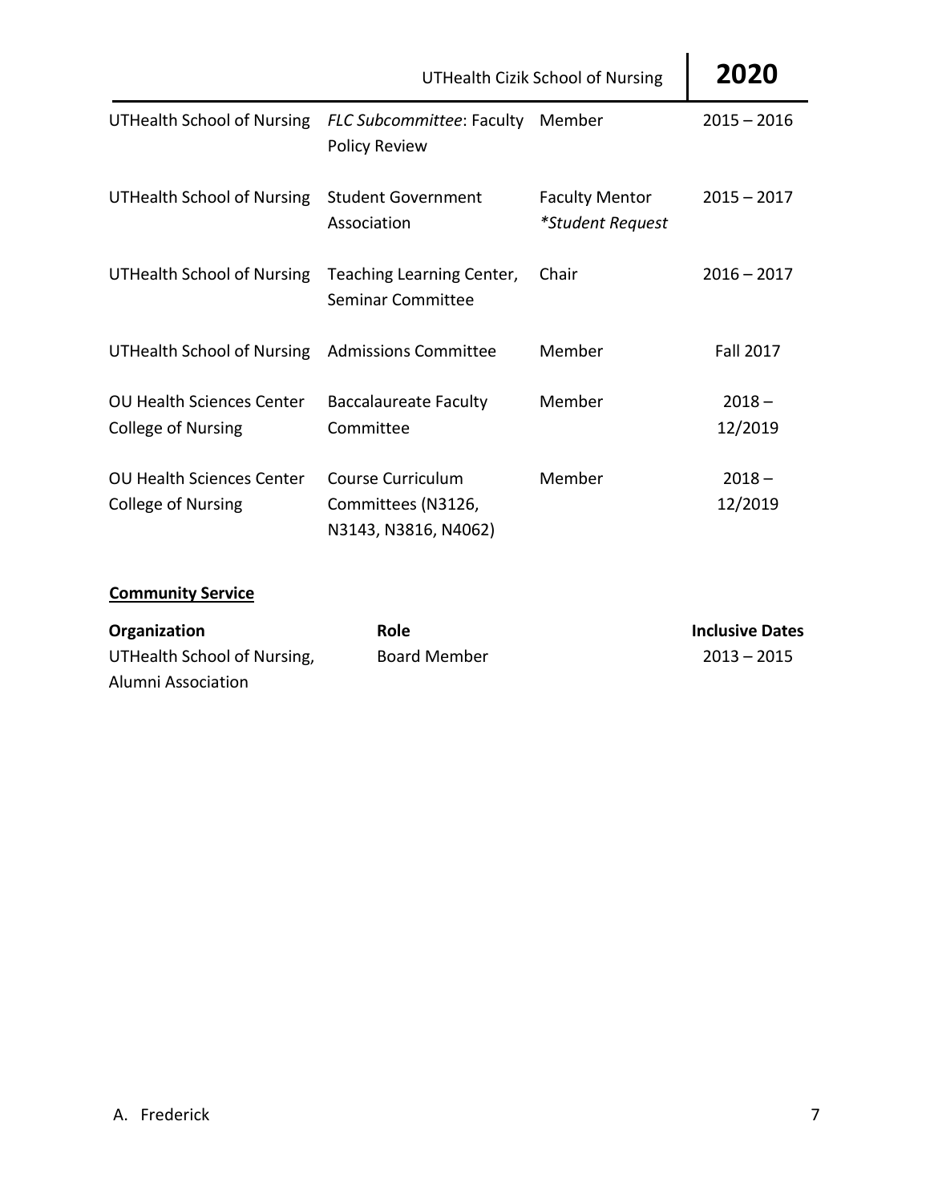| | | | |
|---|---|---|---|
| UTHealth School of Nursing | *FLC Subcommittee*: Faculty Policy Review | Member | 2015 – 2016 |
| UTHealth School of Nursing | Student Government Association | Faculty Mentor *\*Student Request* | 2015 – 2017 |
| UTHealth School of Nursing | Teaching Learning Center, Seminar Committee | Chair | 2016 – 2017 |
| UTHealth School of Nursing | Admissions Committee | Member | Fall 2017 |
| OU Health Sciences Center College of Nursing | Baccalaureate Faculty Committee | Member | 2018 – 12/2019 |
| OU Health Sciences Center College of Nursing | Course Curriculum Committees (N3126, N3143, N3816, N4062) | Member | 2018 – 12/2019 |

**Community Service**

| Organization | Role | Inclusive Dates |
|---|---|---|
| UTHealth School of Nursing, Alumni Association | Board Member | 2013 – 2015 |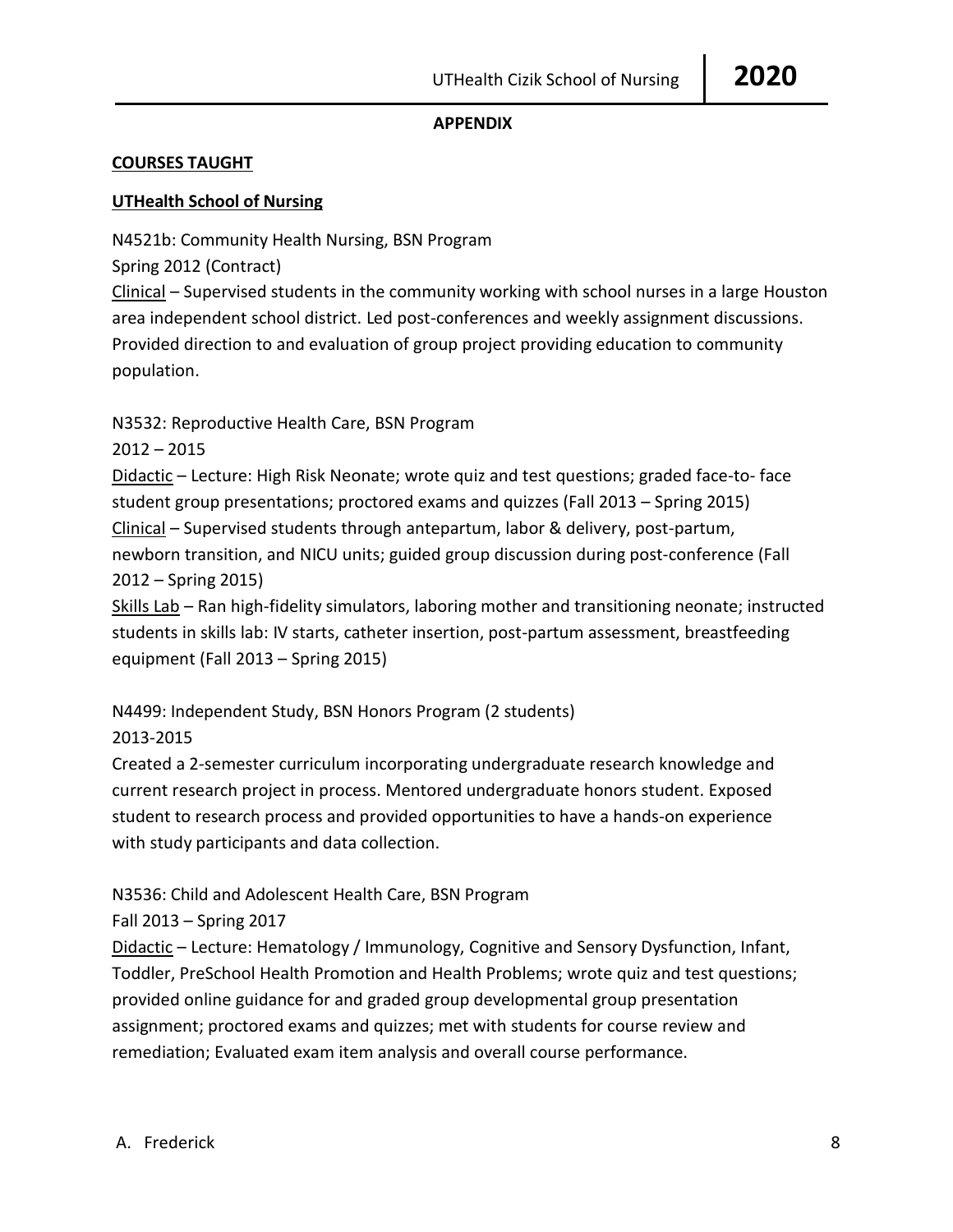**APPENDIX**

## COURSES TAUGHT

### UTHealth School of Nursing

N4521b: Community Health Nursing, BSN Program
Spring 2012 (Contract)
Clinical – Supervised students in the community working with school nurses in a large Houston area independent school district. Led post-conferences and weekly assignment discussions. Provided direction to and evaluation of group project providing education to community population.

N3532: Reproductive Health Care, BSN Program
2012 – 2015
Didactic – Lecture: High Risk Neonate; wrote quiz and test questions; graded face-to- face student group presentations; proctored exams and quizzes (Fall 2013 – Spring 2015)
Clinical – Supervised students through antepartum, labor & delivery, post-partum, newborn transition, and NICU units; guided group discussion during post-conference (Fall 2012 – Spring 2015)
Skills Lab – Ran high-fidelity simulators, laboring mother and transitioning neonate; instructed students in skills lab: IV starts, catheter insertion, post-partum assessment, breastfeeding equipment (Fall 2013 – Spring 2015)

N4499: Independent Study, BSN Honors Program (2 students)
2013-2015
Created a 2-semester curriculum incorporating undergraduate research knowledge and current research project in process. Mentored undergraduate honors student. Exposed student to research process and provided opportunities to have a hands-on experience with study participants and data collection.

N3536: Child and Adolescent Health Care, BSN Program
Fall 2013 – Spring 2017
Didactic – Lecture: Hematology / Immunology, Cognitive and Sensory Dysfunction, Infant, Toddler, PreSchool Health Promotion and Health Problems; wrote quiz and test questions; provided online guidance for and graded group developmental group presentation assignment; proctored exams and quizzes; met with students for course review and remediation; Evaluated exam item analysis and overall course performance.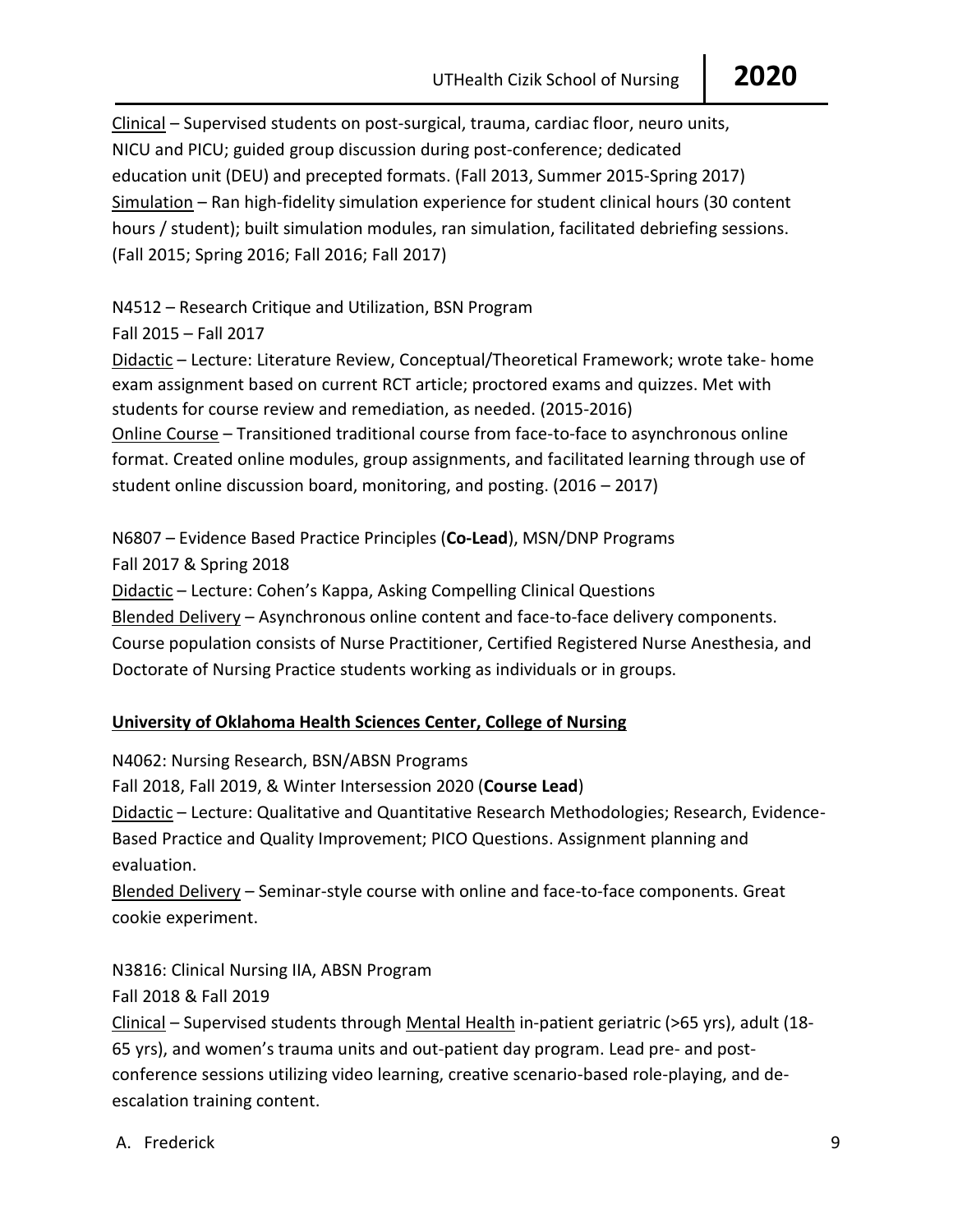<u>Clinical</u> – Supervised students on post-surgical, trauma, cardiac floor, neuro units, NICU and PICU; guided group discussion during post-conference; dedicated education unit (DEU) and precepted formats. (Fall 2013, Summer 2015-Spring 2017)
<u>Simulation</u> – Ran high-fidelity simulation experience for student clinical hours (30 content hours / student); built simulation modules, ran simulation, facilitated debriefing sessions. (Fall 2015; Spring 2016; Fall 2016; Fall 2017)

N4512 – Research Critique and Utilization, BSN Program
Fall 2015 – Fall 2017
<u>Didactic</u> – Lecture: Literature Review, Conceptual/Theoretical Framework; wrote take- home exam assignment based on current RCT article; proctored exams and quizzes. Met with students for course review and remediation, as needed. (2015-2016)
<u>Online Course</u> – Transitioned traditional course from face-to-face to asynchronous online format. Created online modules, group assignments, and facilitated learning through use of student online discussion board, monitoring, and posting. (2016 – 2017)

N6807 – Evidence Based Practice Principles (**Co-Lead**), MSN/DNP Programs
Fall 2017 & Spring 2018
<u>Didactic</u> – Lecture: Cohen's Kappa, Asking Compelling Clinical Questions
<u>Blended Delivery</u> – Asynchronous online content and face-to-face delivery components. Course population consists of Nurse Practitioner, Certified Registered Nurse Anesthesia, and Doctorate of Nursing Practice students working as individuals or in groups.

**<u>University of Oklahoma Health Sciences Center, College of Nursing</u>**

N4062: Nursing Research, BSN/ABSN Programs
Fall 2018, Fall 2019, & Winter Intersession 2020 (**Course Lead**)
<u>Didactic</u> – Lecture: Qualitative and Quantitative Research Methodologies; Research, Evidence-Based Practice and Quality Improvement; PICO Questions. Assignment planning and evaluation.
<u>Blended Delivery</u> – Seminar-style course with online and face-to-face components. Great cookie experiment.

N3816: Clinical Nursing IIA, ABSN Program
Fall 2018 & Fall 2019
<u>Clinical</u> – Supervised students through <u>Mental Health</u> in-patient geriatric (>65 yrs), adult (18-65 yrs), and women's trauma units and out-patient day program. Lead pre- and post-conference sessions utilizing video learning, creative scenario-based role-playing, and de-escalation training content.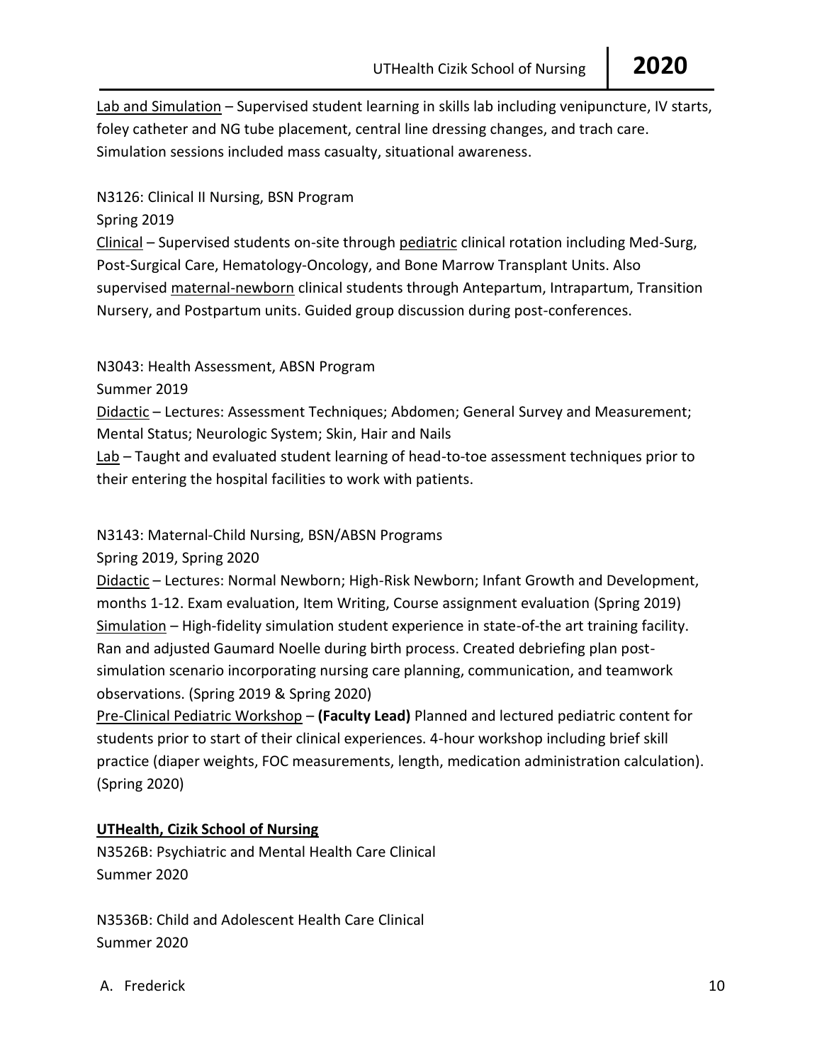Lab and Simulation – Supervised student learning in skills lab including venipuncture, IV starts, foley catheter and NG tube placement, central line dressing changes, and trach care. Simulation sessions included mass casualty, situational awareness.

N3126: Clinical II Nursing, BSN Program
Spring 2019
Clinical – Supervised students on-site through pediatric clinical rotation including Med-Surg, Post-Surgical Care, Hematology-Oncology, and Bone Marrow Transplant Units. Also supervised maternal-newborn clinical students through Antepartum, Intrapartum, Transition Nursery, and Postpartum units. Guided group discussion during post-conferences.

N3043: Health Assessment, ABSN Program
Summer 2019
Didactic – Lectures: Assessment Techniques; Abdomen; General Survey and Measurement; Mental Status; Neurologic System; Skin, Hair and Nails
Lab – Taught and evaluated student learning of head-to-toe assessment techniques prior to their entering the hospital facilities to work with patients.

N3143: Maternal-Child Nursing, BSN/ABSN Programs
Spring 2019, Spring 2020
Didactic – Lectures: Normal Newborn; High-Risk Newborn; Infant Growth and Development, months 1-12. Exam evaluation, Item Writing, Course assignment evaluation (Spring 2019)
Simulation – High-fidelity simulation student experience in state-of-the art training facility. Ran and adjusted Gaumard Noelle during birth process. Created debriefing plan post-simulation scenario incorporating nursing care planning, communication, and teamwork observations. (Spring 2019 & Spring 2020)
Pre-Clinical Pediatric Workshop – **(Faculty Lead)** Planned and lectured pediatric content for students prior to start of their clinical experiences. 4-hour workshop including brief skill practice (diaper weights, FOC measurements, length, medication administration calculation). (Spring 2020)

**UTHealth, Cizik School of Nursing**
N3526B: Psychiatric and Mental Health Care Clinical
Summer 2020

N3536B: Child and Adolescent Health Care Clinical
Summer 2020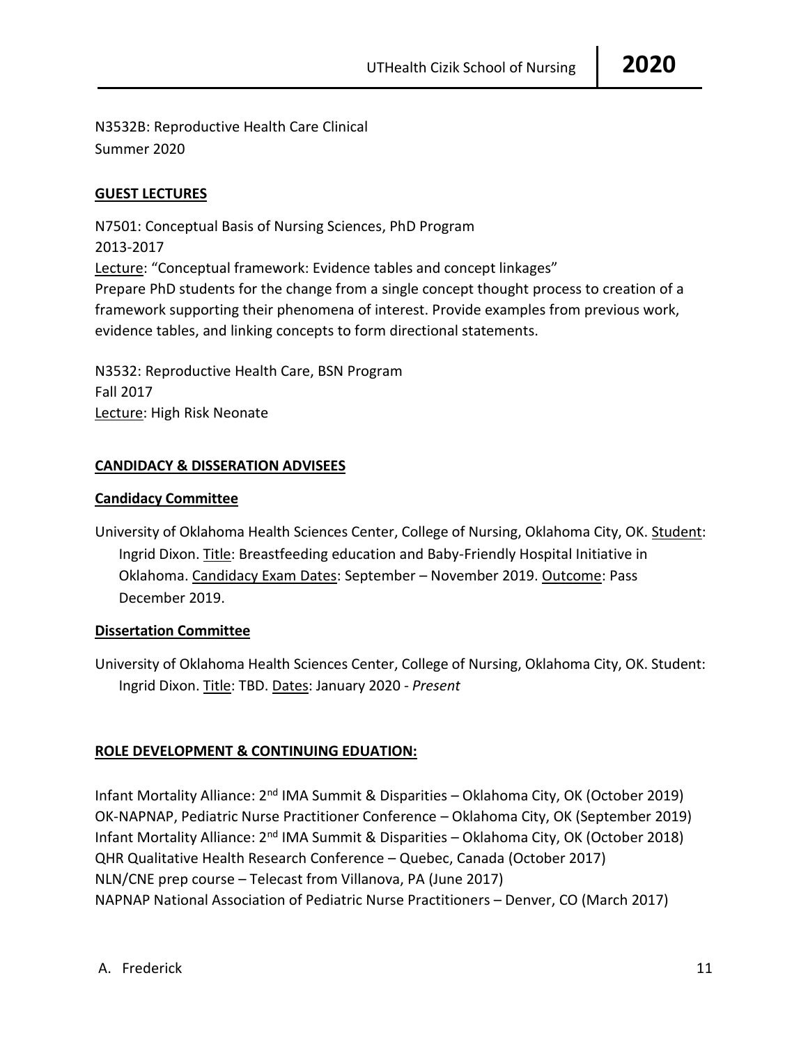N3532B: Reproductive Health Care Clinical
Summer 2020

**GUEST LECTURES**

N7501: Conceptual Basis of Nursing Sciences, PhD Program
2013-2017
Lecture: "Conceptual framework: Evidence tables and concept linkages"
Prepare PhD students for the change from a single concept thought process to creation of a framework supporting their phenomena of interest. Provide examples from previous work, evidence tables, and linking concepts to form directional statements.

N3532: Reproductive Health Care, BSN Program
Fall 2017
Lecture: High Risk Neonate

**CANDIDACY & DISSERATION ADVISEES**

**Candidacy Committee**

University of Oklahoma Health Sciences Center, College of Nursing, Oklahoma City, OK. Student: Ingrid Dixon. Title: Breastfeeding education and Baby-Friendly Hospital Initiative in Oklahoma. Candidacy Exam Dates: September – November 2019. Outcome: Pass December 2019.

**Dissertation Committee**

University of Oklahoma Health Sciences Center, College of Nursing, Oklahoma City, OK. Student: Ingrid Dixon. Title: TBD. Dates: January 2020 - *Present*

**ROLE DEVELOPMENT & CONTINUING EDUATION:**

Infant Mortality Alliance: 2nd IMA Summit & Disparities – Oklahoma City, OK (October 2019)
OK-NAPNAP, Pediatric Nurse Practitioner Conference – Oklahoma City, OK (September 2019)
Infant Mortality Alliance: 2nd IMA Summit & Disparities – Oklahoma City, OK (October 2018)
QHR Qualitative Health Research Conference – Quebec, Canada (October 2017)
NLN/CNE prep course – Telecast from Villanova, PA (June 2017)
NAPNAP National Association of Pediatric Nurse Practitioners – Denver, CO (March 2017)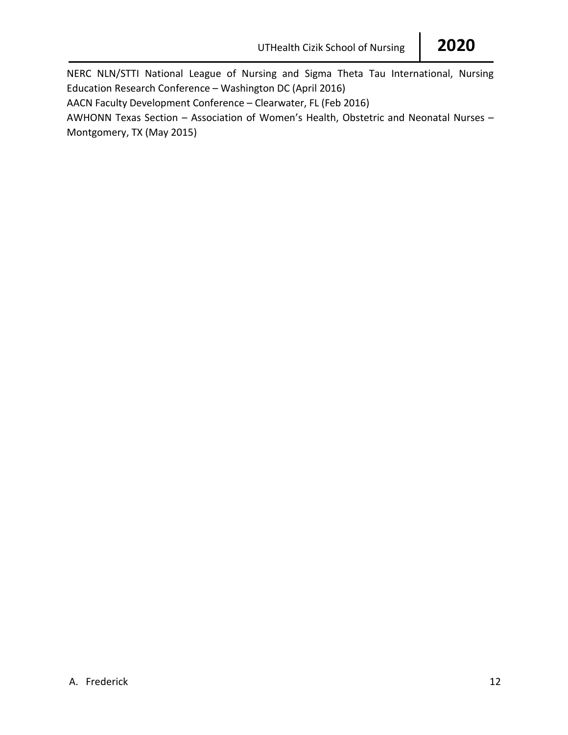NERC NLN/STTI National League of Nursing and Sigma Theta Tau International, Nursing Education Research Conference – Washington DC (April 2016)

AACN Faculty Development Conference – Clearwater, FL (Feb 2016)

AWHONN Texas Section – Association of Women's Health, Obstetric and Neonatal Nurses – Montgomery, TX (May 2015)